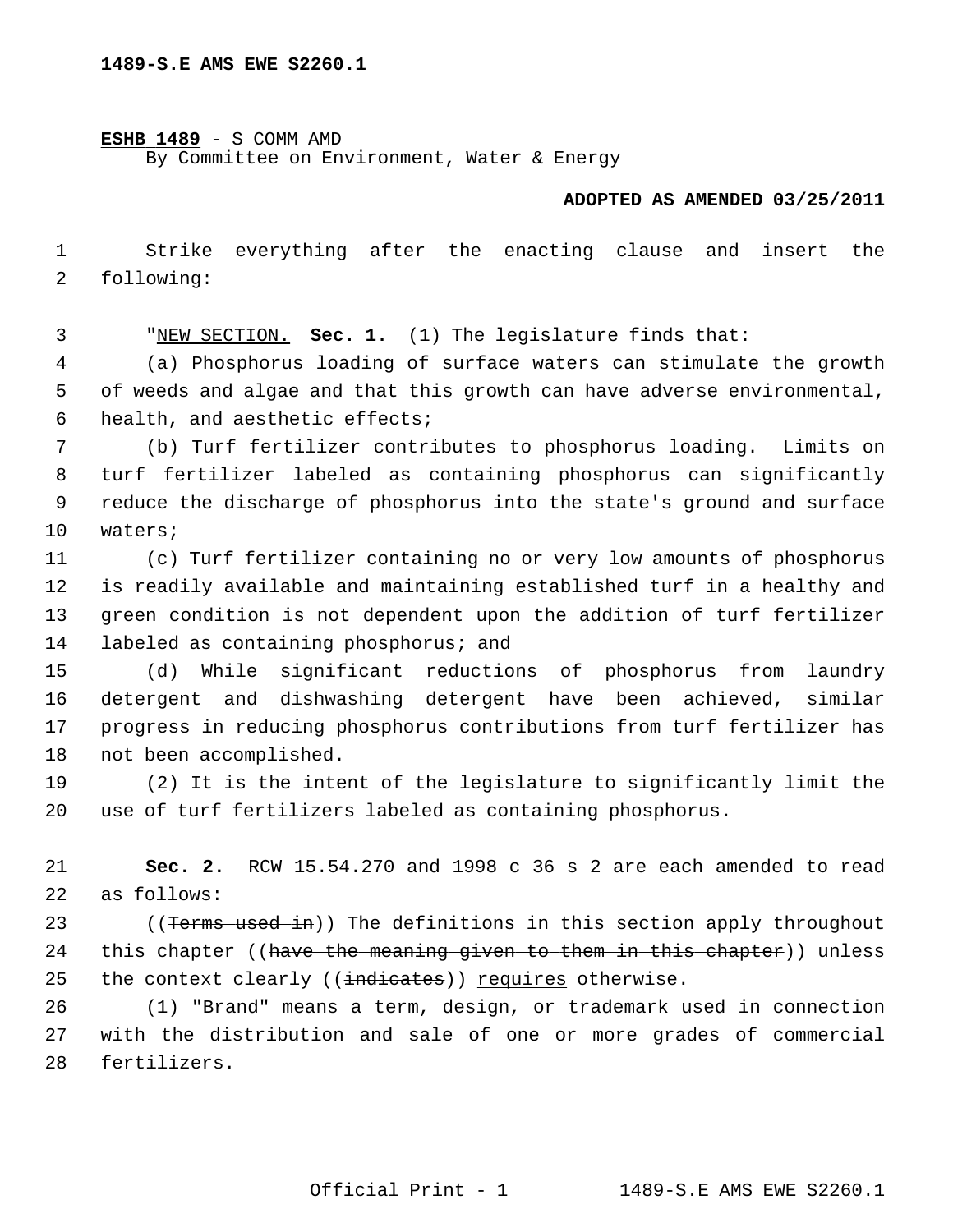**1489-S.E AMS EWE S2260.1**

**ESHB 1489** - S COMM AMD
By Committee on Environment, Water & Energy

**ADOPTED AS AMENDED 03/25/2011**

Strike everything after the enacting clause and insert the following:

"NEW SECTION. **Sec. 1.** (1) The legislature finds that:

(a) Phosphorus loading of surface waters can stimulate the growth of weeds and algae and that this growth can have adverse environmental, health, and aesthetic effects;

(b) Turf fertilizer contributes to phosphorus loading. Limits on turf fertilizer labeled as containing phosphorus can significantly reduce the discharge of phosphorus into the state's ground and surface waters;

(c) Turf fertilizer containing no or very low amounts of phosphorus is readily available and maintaining established turf in a healthy and green condition is not dependent upon the addition of turf fertilizer labeled as containing phosphorus; and

(d) While significant reductions of phosphorus from laundry detergent and dishwashing detergent have been achieved, similar progress in reducing phosphorus contributions from turf fertilizer has not been accomplished.

(2) It is the intent of the legislature to significantly limit the use of turf fertilizers labeled as containing phosphorus.

**Sec. 2.** RCW 15.54.270 and 1998 c 36 s 2 are each amended to read as follows:

((~~Terms used in~~)) The definitions in this section apply throughout this chapter ((~~have the meaning given to them in this chapter~~)) unless the context clearly ((~~indicates~~)) requires otherwise.

(1) "Brand" means a term, design, or trademark used in connection with the distribution and sale of one or more grades of commercial fertilizers.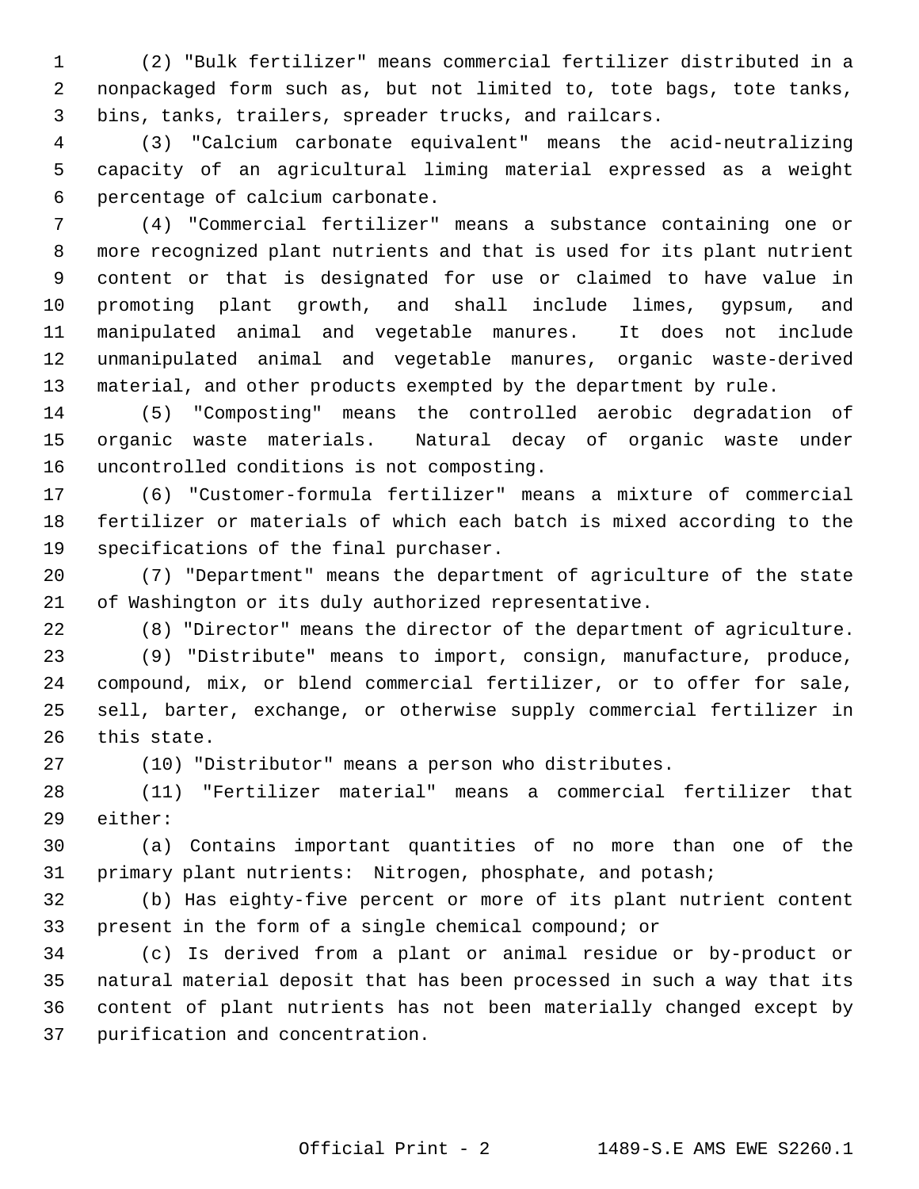(2) "Bulk fertilizer" means commercial fertilizer distributed in a nonpackaged form such as, but not limited to, tote bags, tote tanks, bins, tanks, trailers, spreader trucks, and railcars.

(3) "Calcium carbonate equivalent" means the acid-neutralizing capacity of an agricultural liming material expressed as a weight percentage of calcium carbonate.

(4) "Commercial fertilizer" means a substance containing one or more recognized plant nutrients and that is used for its plant nutrient content or that is designated for use or claimed to have value in promoting plant growth, and shall include limes, gypsum, and manipulated animal and vegetable manures. It does not include unmanipulated animal and vegetable manures, organic waste-derived material, and other products exempted by the department by rule.

(5) "Composting" means the controlled aerobic degradation of organic waste materials. Natural decay of organic waste under uncontrolled conditions is not composting.

(6) "Customer-formula fertilizer" means a mixture of commercial fertilizer or materials of which each batch is mixed according to the specifications of the final purchaser.

(7) "Department" means the department of agriculture of the state of Washington or its duly authorized representative.

(8) "Director" means the director of the department of agriculture.

(9) "Distribute" means to import, consign, manufacture, produce, compound, mix, or blend commercial fertilizer, or to offer for sale, sell, barter, exchange, or otherwise supply commercial fertilizer in this state.

(10) "Distributor" means a person who distributes.

(11) "Fertilizer material" means a commercial fertilizer that either:

(a) Contains important quantities of no more than one of the primary plant nutrients: Nitrogen, phosphate, and potash;

(b) Has eighty-five percent or more of its plant nutrient content present in the form of a single chemical compound; or

(c) Is derived from a plant or animal residue or by-product or natural material deposit that has been processed in such a way that its content of plant nutrients has not been materially changed except by purification and concentration.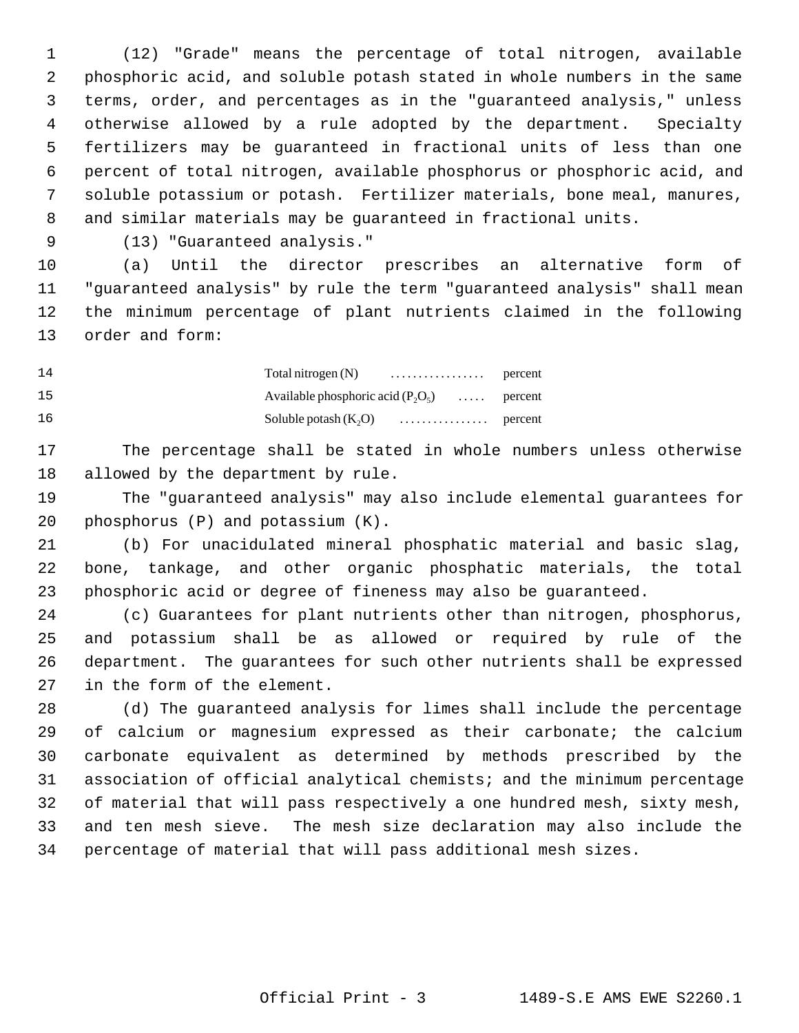(12) "Grade" means the percentage of total nitrogen, available phosphoric acid, and soluble potash stated in whole numbers in the same terms, order, and percentages as in the "guaranteed analysis," unless otherwise allowed by a rule adopted by the department. Specialty fertilizers may be guaranteed in fractional units of less than one percent of total nitrogen, available phosphorus or phosphoric acid, and soluble potassium or potash. Fertilizer materials, bone meal, manures, and similar materials may be guaranteed in fractional units.

(13) "Guaranteed analysis."

(a) Until the director prescribes an alternative form of "guaranteed analysis" by rule the term "guaranteed analysis" shall mean the minimum percentage of plant nutrients claimed in the following order and form:

Total nitrogen (N) ................. percent
Available phosphoric acid ($P_2O_5$) ..... percent
Soluble potash ($K_2O$) ................ percent

The percentage shall be stated in whole numbers unless otherwise allowed by the department by rule.

The "guaranteed analysis" may also include elemental guarantees for phosphorus (P) and potassium (K).

(b) For unacidulated mineral phosphatic material and basic slag, bone, tankage, and other organic phosphatic materials, the total phosphoric acid or degree of fineness may also be guaranteed.

(c) Guarantees for plant nutrients other than nitrogen, phosphorus, and potassium shall be as allowed or required by rule of the department. The guarantees for such other nutrients shall be expressed in the form of the element.

(d) The guaranteed analysis for limes shall include the percentage of calcium or magnesium expressed as their carbonate; the calcium carbonate equivalent as determined by methods prescribed by the association of official analytical chemists; and the minimum percentage of material that will pass respectively a one hundred mesh, sixty mesh, and ten mesh sieve. The mesh size declaration may also include the percentage of material that will pass additional mesh sizes.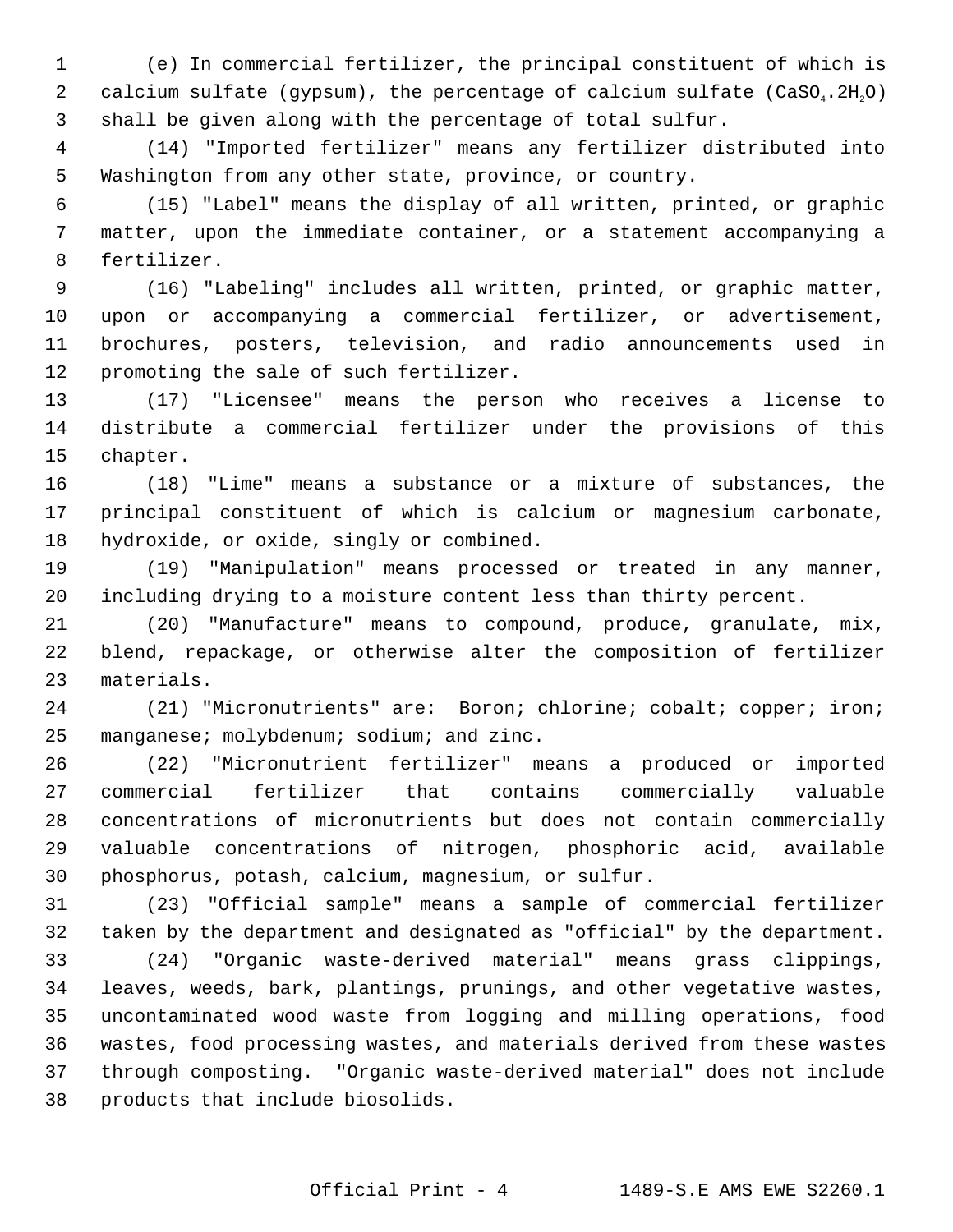(e) In commercial fertilizer, the principal constituent of which is calcium sulfate (gypsum), the percentage of calcium sulfate ($CaSO_4.2H_2O$) shall be given along with the percentage of total sulfur.

(14) "Imported fertilizer" means any fertilizer distributed into Washington from any other state, province, or country.

(15) "Label" means the display of all written, printed, or graphic matter, upon the immediate container, or a statement accompanying a fertilizer.

(16) "Labeling" includes all written, printed, or graphic matter, upon or accompanying a commercial fertilizer, or advertisement, brochures, posters, television, and radio announcements used in promoting the sale of such fertilizer.

(17) "Licensee" means the person who receives a license to distribute a commercial fertilizer under the provisions of this chapter.

(18) "Lime" means a substance or a mixture of substances, the principal constituent of which is calcium or magnesium carbonate, hydroxide, or oxide, singly or combined.

(19) "Manipulation" means processed or treated in any manner, including drying to a moisture content less than thirty percent.

(20) "Manufacture" means to compound, produce, granulate, mix, blend, repackage, or otherwise alter the composition of fertilizer materials.

(21) "Micronutrients" are: Boron; chlorine; cobalt; copper; iron; manganese; molybdenum; sodium; and zinc.

(22) "Micronutrient fertilizer" means a produced or imported commercial fertilizer that contains commercially valuable concentrations of micronutrients but does not contain commercially valuable concentrations of nitrogen, phosphoric acid, available phosphorus, potash, calcium, magnesium, or sulfur.

(23) "Official sample" means a sample of commercial fertilizer taken by the department and designated as "official" by the department.

(24) "Organic waste-derived material" means grass clippings, leaves, weeds, bark, plantings, prunings, and other vegetative wastes, uncontaminated wood waste from logging and milling operations, food wastes, food processing wastes, and materials derived from these wastes through composting. "Organic waste-derived material" does not include products that include biosolids.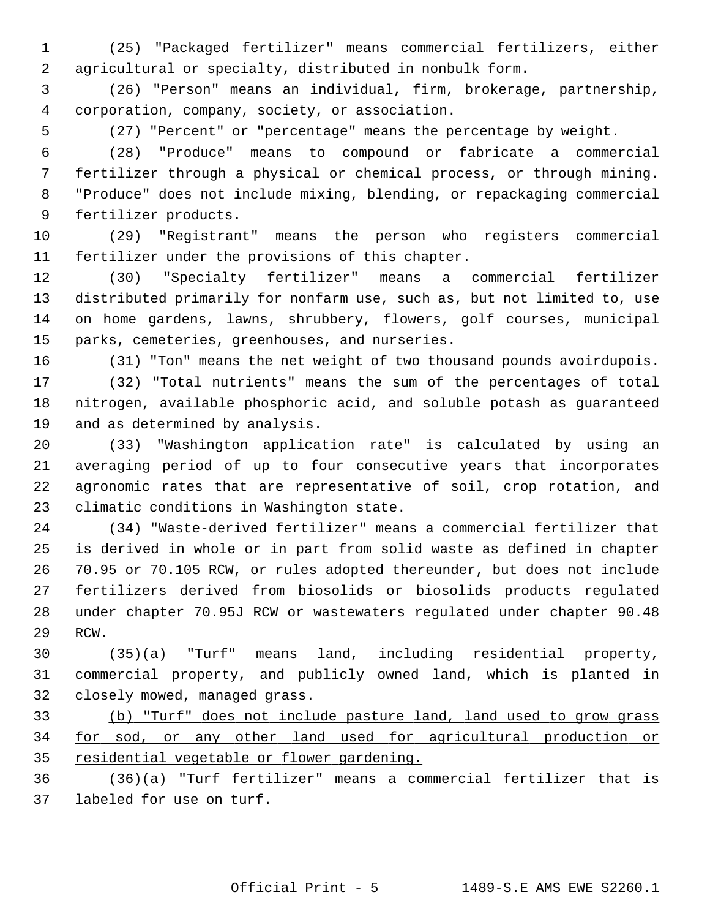(25) "Packaged fertilizer" means commercial fertilizers, either agricultural or specialty, distributed in nonbulk form.

(26) "Person" means an individual, firm, brokerage, partnership, corporation, company, society, or association.

(27) "Percent" or "percentage" means the percentage by weight.

(28) "Produce" means to compound or fabricate a commercial fertilizer through a physical or chemical process, or through mining. "Produce" does not include mixing, blending, or repackaging commercial fertilizer products.

(29) "Registrant" means the person who registers commercial fertilizer under the provisions of this chapter.

(30) "Specialty fertilizer" means a commercial fertilizer distributed primarily for nonfarm use, such as, but not limited to, use on home gardens, lawns, shrubbery, flowers, golf courses, municipal parks, cemeteries, greenhouses, and nurseries.

(31) "Ton" means the net weight of two thousand pounds avoirdupois.

(32) "Total nutrients" means the sum of the percentages of total nitrogen, available phosphoric acid, and soluble potash as guaranteed and as determined by analysis.

(33) "Washington application rate" is calculated by using an averaging period of up to four consecutive years that incorporates agronomic rates that are representative of soil, crop rotation, and climatic conditions in Washington state.

(34) "Waste-derived fertilizer" means a commercial fertilizer that is derived in whole or in part from solid waste as defined in chapter 70.95 or 70.105 RCW, or rules adopted thereunder, but does not include fertilizers derived from biosolids or biosolids products regulated under chapter 70.95J RCW or wastewaters regulated under chapter 90.48 RCW.

<u>(35)(a) "Turf" means land, including residential property, commercial property, and publicly owned land, which is planted in closely mowed, managed grass.</u>

<u>(b) "Turf" does not include pasture land, land used to grow grass for sod, or any other land used for agricultural production or residential vegetable or flower gardening.</u>

<u>(36)(a) "Turf fertilizer" means a commercial fertilizer that is labeled for use on turf.</u>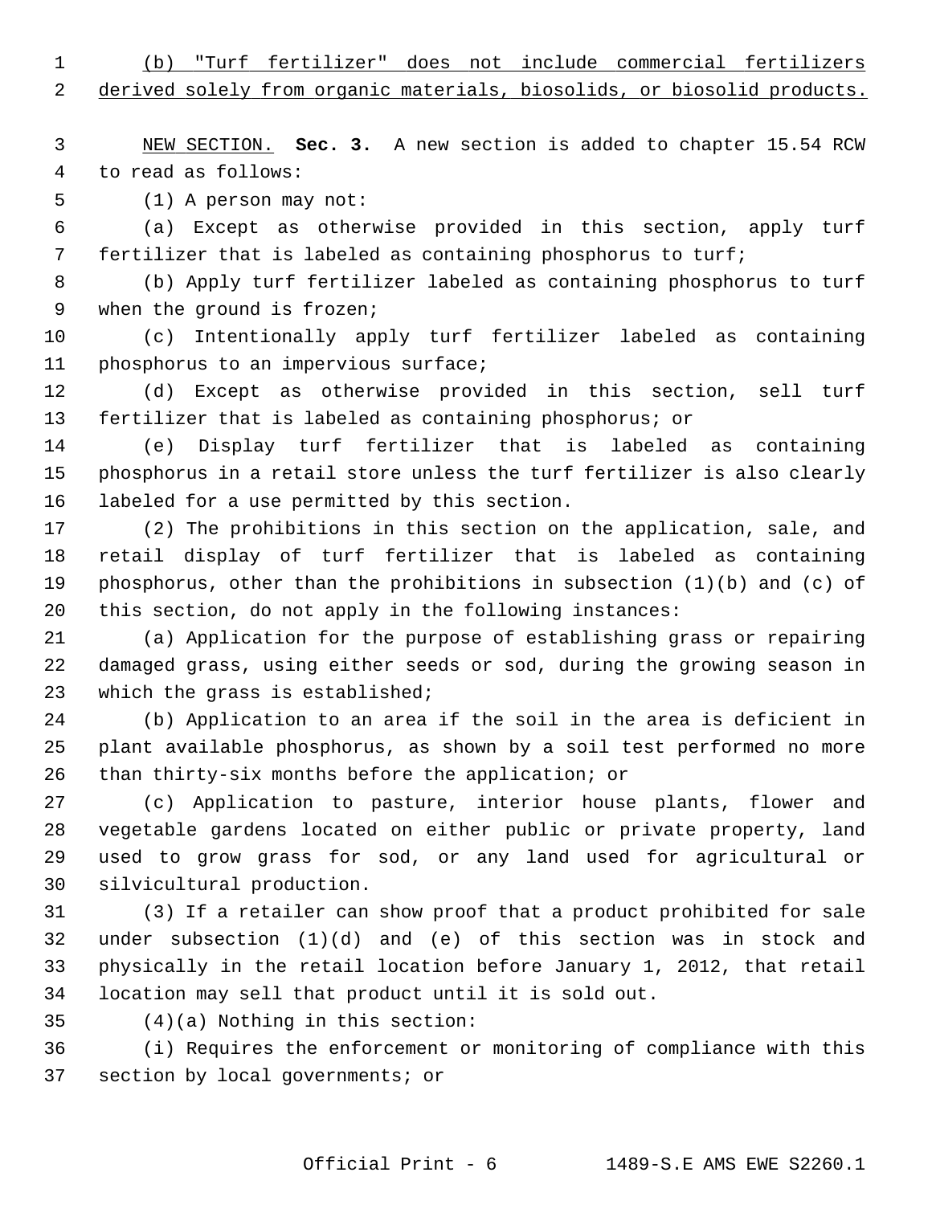(b) "Turf fertilizer" does not include commercial fertilizers derived solely from organic materials, biosolids, or biosolid products.

NEW SECTION. **Sec. 3.** A new section is added to chapter 15.54 RCW to read as follows:

(1) A person may not:

(a) Except as otherwise provided in this section, apply turf fertilizer that is labeled as containing phosphorus to turf;

(b) Apply turf fertilizer labeled as containing phosphorus to turf when the ground is frozen;

(c) Intentionally apply turf fertilizer labeled as containing phosphorus to an impervious surface;

(d) Except as otherwise provided in this section, sell turf fertilizer that is labeled as containing phosphorus; or

(e) Display turf fertilizer that is labeled as containing phosphorus in a retail store unless the turf fertilizer is also clearly labeled for a use permitted by this section.

(2) The prohibitions in this section on the application, sale, and retail display of turf fertilizer that is labeled as containing phosphorus, other than the prohibitions in subsection (1)(b) and (c) of this section, do not apply in the following instances:

(a) Application for the purpose of establishing grass or repairing damaged grass, using either seeds or sod, during the growing season in which the grass is established;

(b) Application to an area if the soil in the area is deficient in plant available phosphorus, as shown by a soil test performed no more than thirty-six months before the application; or

(c) Application to pasture, interior house plants, flower and vegetable gardens located on either public or private property, land used to grow grass for sod, or any land used for agricultural or silvicultural production.

(3) If a retailer can show proof that a product prohibited for sale under subsection (1)(d) and (e) of this section was in stock and physically in the retail location before January 1, 2012, that retail location may sell that product until it is sold out.

(4)(a) Nothing in this section:

(i) Requires the enforcement or monitoring of compliance with this section by local governments; or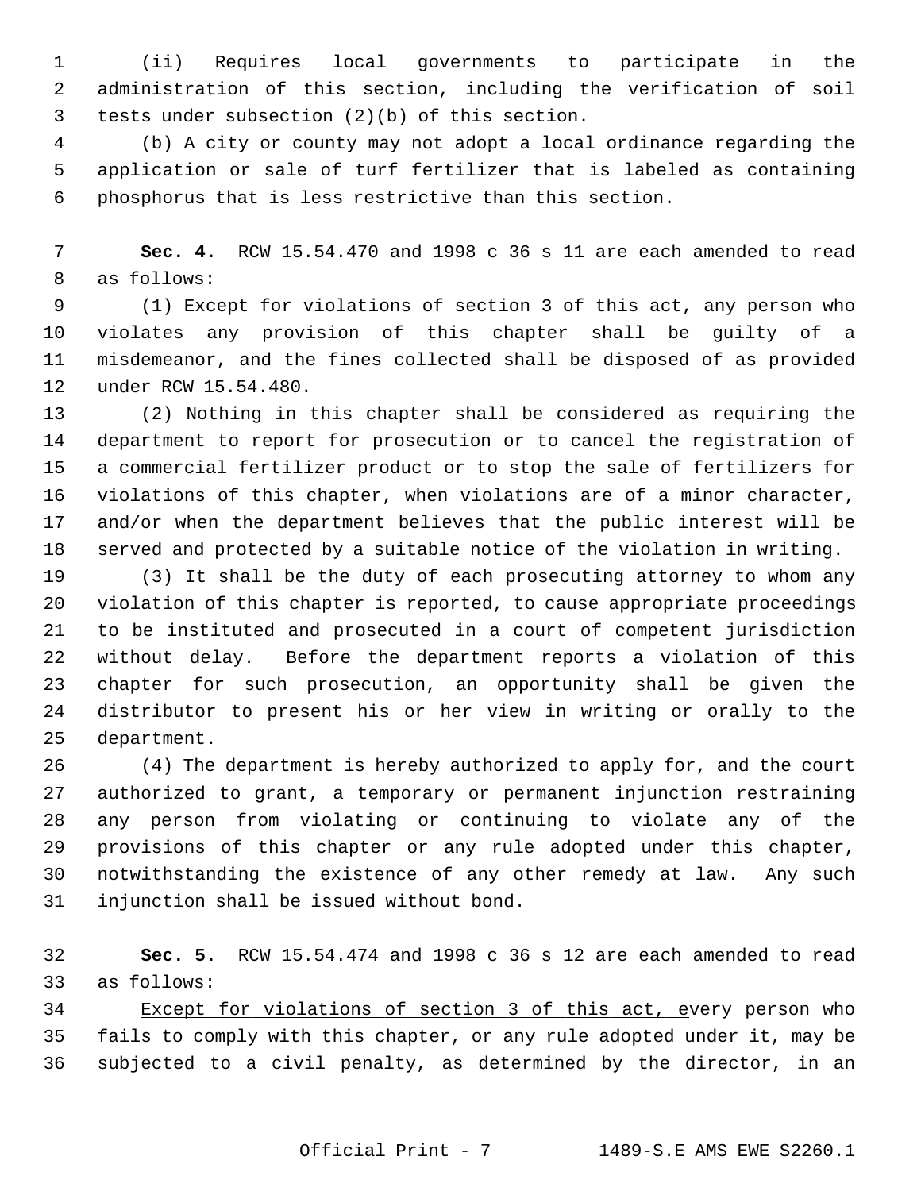(ii) Requires local governments to participate in the administration of this section, including the verification of soil tests under subsection (2)(b) of this section.

(b) A city or county may not adopt a local ordinance regarding the application or sale of turf fertilizer that is labeled as containing phosphorus that is less restrictive than this section.

**Sec. 4.** RCW 15.54.470 and 1998 c 36 s 11 are each amended to read as follows:

(1) Except for violations of section 3 of this act, any person who violates any provision of this chapter shall be guilty of a misdemeanor, and the fines collected shall be disposed of as provided under RCW 15.54.480.

(2) Nothing in this chapter shall be considered as requiring the department to report for prosecution or to cancel the registration of a commercial fertilizer product or to stop the sale of fertilizers for violations of this chapter, when violations are of a minor character, and/or when the department believes that the public interest will be served and protected by a suitable notice of the violation in writing.

(3) It shall be the duty of each prosecuting attorney to whom any violation of this chapter is reported, to cause appropriate proceedings to be instituted and prosecuted in a court of competent jurisdiction without delay. Before the department reports a violation of this chapter for such prosecution, an opportunity shall be given the distributor to present his or her view in writing or orally to the department.

(4) The department is hereby authorized to apply for, and the court authorized to grant, a temporary or permanent injunction restraining any person from violating or continuing to violate any of the provisions of this chapter or any rule adopted under this chapter, notwithstanding the existence of any other remedy at law. Any such injunction shall be issued without bond.

**Sec. 5.** RCW 15.54.474 and 1998 c 36 s 12 are each amended to read as follows:

Except for violations of section 3 of this act, every person who fails to comply with this chapter, or any rule adopted under it, may be subjected to a civil penalty, as determined by the director, in an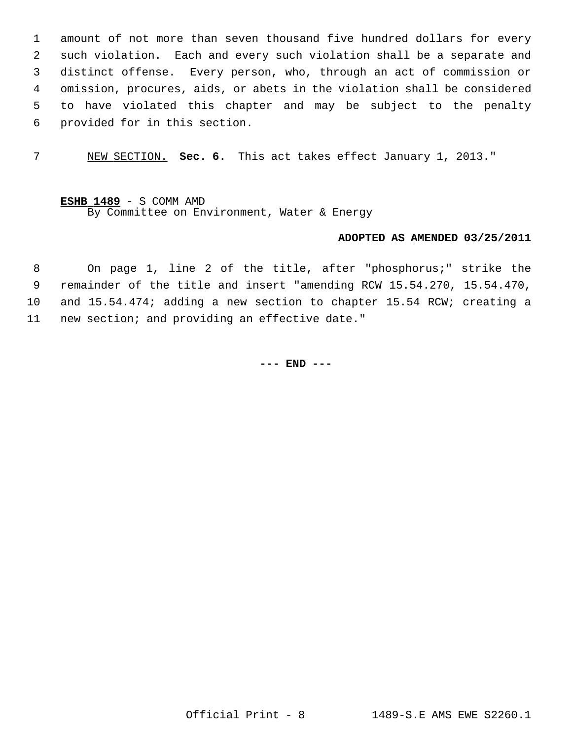amount of not more than seven thousand five hundred dollars for every such violation. Each and every such violation shall be a separate and distinct offense. Every person, who, through an act of commission or omission, procures, aids, or abets in the violation shall be considered to have violated this chapter and may be subject to the penalty provided for in this section.

NEW SECTION. **Sec. 6.** This act takes effect January 1, 2013."

**ESHB 1489** - S COMM AMD
By Committee on Environment, Water & Energy

**ADOPTED AS AMENDED 03/25/2011**

On page 1, line 2 of the title, after "phosphorus;" strike the remainder of the title and insert "amending RCW 15.54.270, 15.54.470, and 15.54.474; adding a new section to chapter 15.54 RCW; creating a new section; and providing an effective date."

**--- END ---**